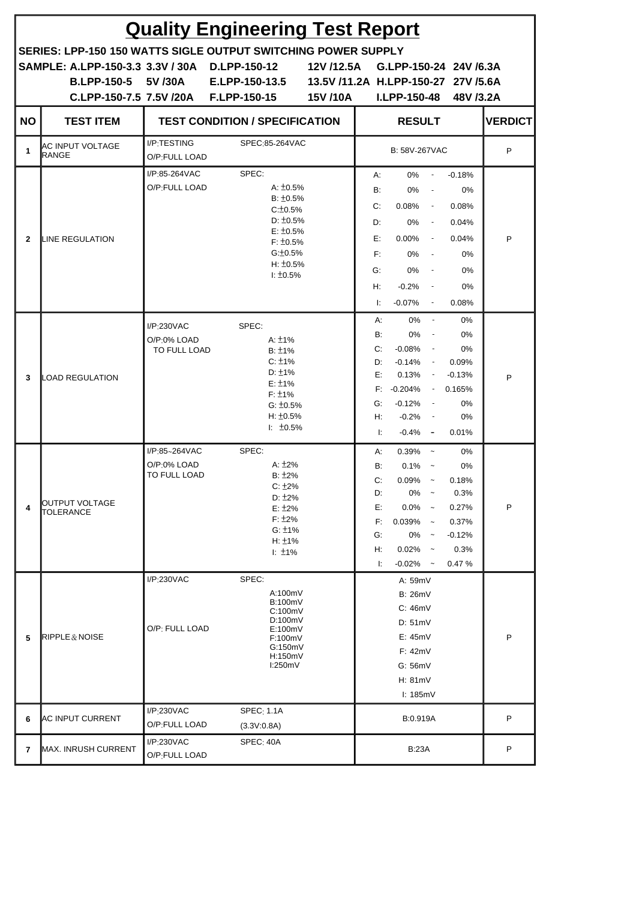# Quality Engineering Test Report

**SERIES: LPP-150 150 WATTS SIGLE OUTPUT SWITCHING POWER SUPPLY**

**SAMPLE:**

| | | |
|---|---|---|
| **A.LPP-150-3.3 3.3V / 30A** | **D.LPP-150-12 12V /12.5A** | **G.LPP-150-24 24V /6.3A** |
| **B.LPP-150-5 5V /30A** | **E.LPP-150-13.5 13.5V /11.2A** | **H.LPP-150-27 27V /5.6A** |
| **C.LPP-150-7.5 7.5V /20A** | **F.LPP-150-15 15V /10A** | **I.LPP-150-48 48V /3.2A** |

| NO | TEST ITEM | TEST CONDITION / SPECIFICATION | | RESULT | VERDICT |
|---|---|---|---|---|---|
| 1 | AC INPUT VOLTAGE RANGE | I/P:TESTING<br>O/P:FULL LOAD | SPEC:85-264VAC | B: 58V-267VAC | P |
| 2 | LINE REGULATION | I/P:85-264VAC<br>O/P:FULL LOAD | SPEC:<br>A: ±0.5%<br>B: ±0.5%<br>C:±0.5%<br>D: ±0.5%<br>E: ±0.5%<br>F: ±0.5%<br>G:±0.5%<br>H: ±0.5%<br>I: ±0.5% | A: 0% - -0.18%<br>B: 0% - 0%<br>C: 0.08% - 0.08%<br>D: 0% - 0.04%<br>E: 0.00% - 0.04%<br>F: 0% - 0%<br>G: 0% - 0%<br>H: -0.2% - 0%<br>I: -0.07% - 0.08% | P |
| 3 | LOAD REGULATION | I/P:230VAC<br>O/P:0% LOAD TO FULL LOAD | SPEC:<br>A: ±1%<br>B: ±1%<br>C: ±1%<br>D: ±1%<br>E: ±1%<br>F: ±1%<br>G: ±0.5%<br>H: ±0.5%<br>I: ±0.5% | A: 0% - 0%<br>B: 0% - 0%<br>C: -0.08% - 0%<br>D: -0.14% - 0.09%<br>E: 0.13% - -0.13%<br>F: -0.204% - 0.165%<br>G: -0.12% - 0%<br>H: -0.2% - 0%<br>I: -0.4% - 0.01% | P |
| 4 | OUTPUT VOLTAGE TOLERANCE | I/P:85~264VAC<br>O/P:0% LOAD TO FULL LOAD | SPEC:<br>A: ±2%<br>B: ±2%<br>C: ±2%<br>D: ±2%<br>E: ±2%<br>F: ±2%<br>G: ±1%<br>H: ±1%<br>I: ±1% | A: 0.39% ~ 0%<br>B: 0.1% ~ 0%<br>C: 0.09% ~ 0.18%<br>D: 0% ~ 0.3%<br>E: 0.0% ~ 0.27%<br>F: 0.039% ~ 0.37%<br>G: 0% ~ -0.12%<br>H: 0.02% ~ 0.3%<br>I: -0.02% ~ 0.47 % | P |
| 5 | RIPPLE＆NOISE | I/P:230VAC<br>O/P: FULL LOAD | SPEC:<br>A:100mV<br>B:100mV<br>C:100mV<br>D:100mV<br>E:100mV<br>F:100mV<br>G:150mV<br>H:150mV<br>I:250mV | A: 59mV<br>B: 26mV<br>C: 46mV<br>D: 51mV<br>E: 45mV<br>F: 42mV<br>G: 56mV<br>H: 81mV<br>I: 185mV | P |
| 6 | AC INPUT CURRENT | I/P:230VAC<br>O/P:FULL LOAD | SPEC: 1.1A<br>(3.3V:0.8A) | B:0.919A | P |
| 7 | MAX. INRUSH CURRENT | I/P:230VAC<br>O/P:FULL LOAD | SPEC: 40A | B:23A | P |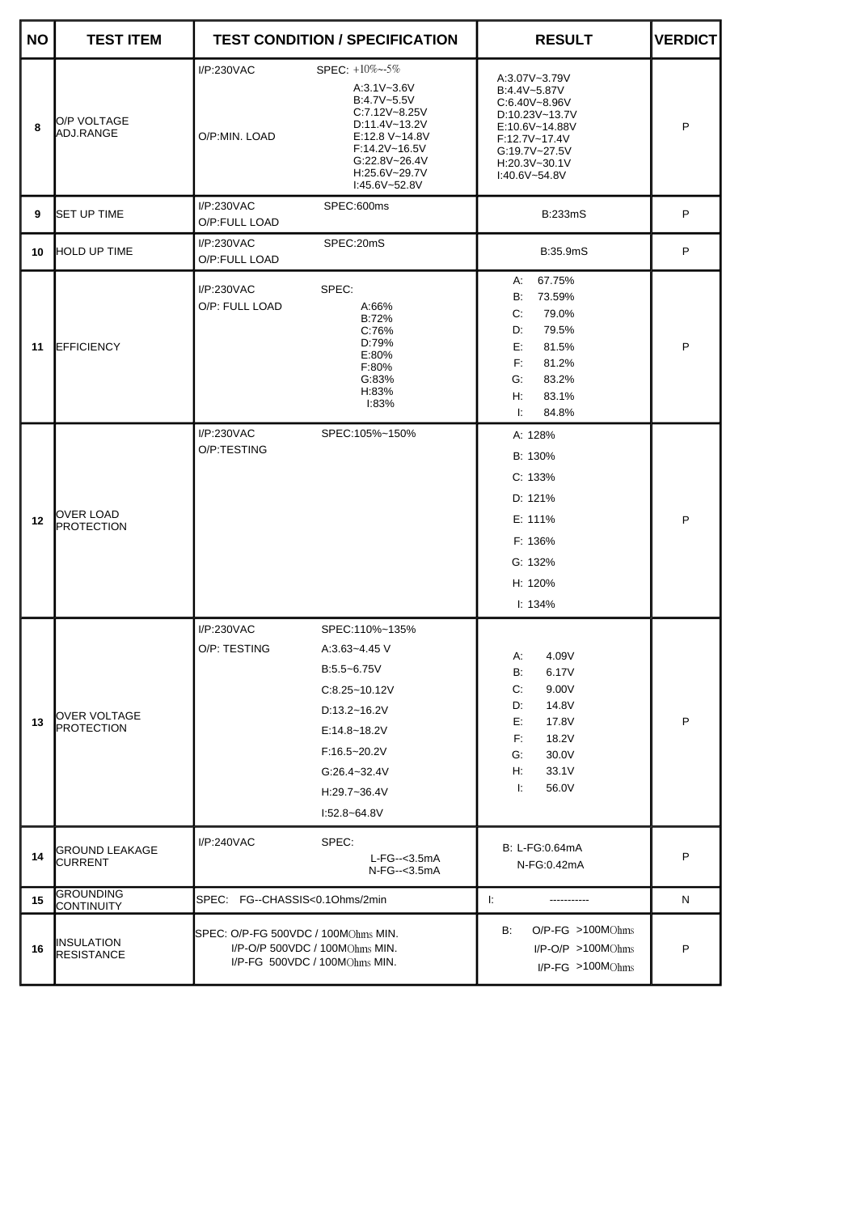| NO | TEST ITEM | TEST CONDITION / SPECIFICATION | | RESULT | VERDICT |
|---|---|---|---|---|---|
| 8 | O/P VOLTAGE ADJ.RANGE | I/P:230VAC<br>O/P:MIN. LOAD | SPEC: +10%~-5%<br>A:3.1V~3.6V<br>B:4.7V~5.5V<br>C:7.12V~8.25V<br>D:11.4V~13.2V<br>E:12.8 V~14.8V<br>F:14.2V~16.5V<br>G:22.8V~26.4V<br>H:25.6V~29.7V<br>I:45.6V~52.8V | A:3.07V~3.79V<br>B:4.4V~5.87V<br>C:6.40V~8.96V<br>D:10.23V~13.7V<br>E:10.6V~14.88V<br>F:12.7V~17.4V<br>G:19.7V~27.5V<br>H:20.3V~30.1V<br>I:40.6V~54.8V | P |
| 9 | SET UP TIME | I/P:230VAC<br>O/P:FULL LOAD | SPEC:600ms | B:233mS | P |
| 10 | HOLD UP TIME | I/P:230VAC<br>O/P:FULL LOAD | SPEC:20mS | B:35.9mS | P |
| 11 | EFFICIENCY | I/P:230VAC<br>O/P: FULL LOAD | SPEC:<br>A:66%<br>B:72%<br>C:76%<br>D:79%<br>E:80%<br>F:80%<br>G:83%<br>H:83%<br>I:83% | A: 67.75%<br>B: 73.59%<br>C: 79.0%<br>D: 79.5%<br>E: 81.5%<br>F: 81.2%<br>G: 83.2%<br>H: 83.1%<br>I: 84.8% | P |
| 12 | OVER LOAD PROTECTION | I/P:230VAC<br>O/P:TESTING | SPEC:105%~150% | A: 128%<br>B: 130%<br>C: 133%<br>D: 121%<br>E: 111%<br>F: 136%<br>G: 132%<br>H: 120%<br>I: 134% | P |
| 13 | OVER VOLTAGE PROTECTION | I/P:230VAC<br>O/P: TESTING | SPEC:110%~135%<br>A:3.63~4.45 V<br>B:5.5~6.75V<br>C:8.25~10.12V<br>D:13.2~16.2V<br>E:14.8~18.2V<br>F:16.5~20.2V<br>G:26.4~32.4V<br>H:29.7~36.4V<br>I:52.8~64.8V | A: 4.09V<br>B: 6.17V<br>C: 9.00V<br>D: 14.8V<br>E: 17.8V<br>F: 18.2V<br>G: 30.0V<br>H: 33.1V<br>I: 56.0V | P |
| 14 | GROUND LEAKAGE CURRENT | I/P:240VAC | SPEC:<br>L-FG--<3.5mA<br>N-FG--<3.5mA | B: L-FG:0.64mA<br>N-FG:0.42mA | P |
| 15 | GROUNDING CONTINUITY | SPEC: FG--CHASSIS<0.1Ohms/2min | | I: ----------- | N |
| 16 | INSULATION RESISTANCE | SPEC: O/P-FG 500VDC / 100MOhms MIN.<br>I/P-O/P 500VDC / 100MOhms MIN.<br>I/P-FG 500VDC / 100MOhms MIN. | | B: O/P-FG >100MOhms<br>I/P-O/P >100MOhms<br>I/P-FG >100MOhms | P |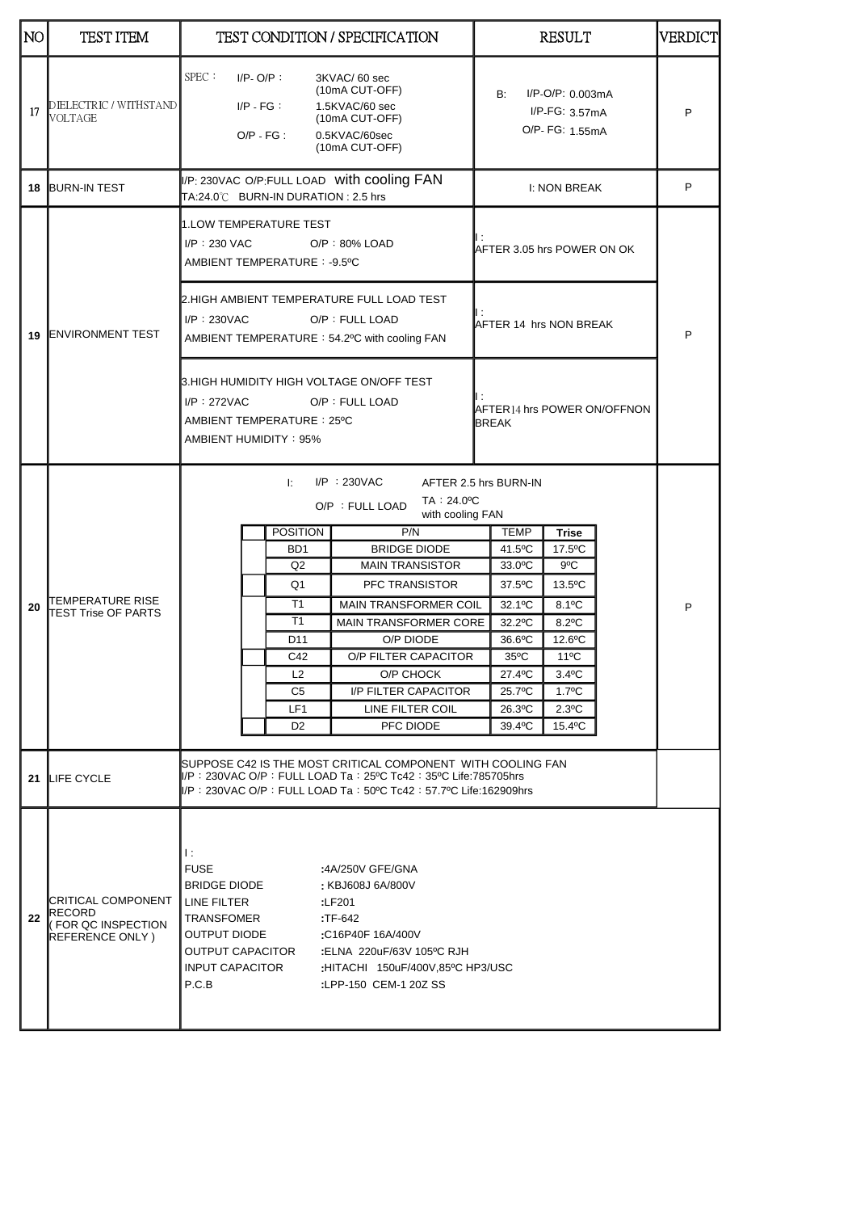| NO | TEST ITEM | TEST CONDITION / SPECIFICATION | RESULT | VERDICT |
|---|---|---|---|---|
| 17 | DIELECTRIC / WITHSTAND VOLTAGE | SPEC： I/P- O/P： 3KVAC/ 60 sec (10mA CUT-OFF)<br>I/P - FG： 1.5KVAC/60 sec (10mA CUT-OFF)<br>O/P - FG： 0.5KVAC/60sec (10mA CUT-OFF) | B: I/P-O/P: 0.003mA<br>I/P-FG: 3.57mA<br>O/P- FG: 1.55mA | P |
| 18 | BURN-IN TEST | I/P: 230VAC O/P:FULL LOAD with cooling FAN<br>TA:24.0℃ BURN-IN DURATION : 2.5 hrs | I: NON BREAK | P |
| 19 | ENVIRONMENT TEST | 1.LOW TEMPERATURE TEST<br>I/P：230 VAC O/P：80% LOAD<br>AMBIENT TEMPERATURE：-9.5ºC | I：<br>AFTER 3.05 hrs POWER ON OK | P |
| | | 2.HIGH AMBIENT TEMPERATURE FULL LOAD TEST<br>I/P：230VAC O/P：FULL LOAD<br>AMBIENT TEMPERATURE：54.2ºC with cooling FAN | I：<br>AFTER 14 hrs NON BREAK | |
| | | 3.HIGH HUMIDITY HIGH VOLTAGE ON/OFF TEST<br>I/P：272VAC O/P：FULL LOAD<br>AMBIENT TEMPERATURE：25ºC<br>AMBIENT HUMIDITY：95% | I：<br>AFTER14 hrs POWER ON/OFFNON BREAK | |
| 20 | TEMPERATURE RISE TEST Trise OF PARTS | I: I/P：230VAC O/P：FULL LOAD AFTER 2.5 hrs BURN-IN TA：24.0ºC with cooling FAN | | P |
| 21 | LIFE CYCLE | SUPPOSE C42 IS THE MOST CRITICAL COMPONENT WITH COOLING FAN<br>I/P：230VAC O/P：FULL LOAD Ta：25ºC Tc42：35ºC Life:785705hrs<br>I/P：230VAC O/P：FULL LOAD Ta：50ºC Tc42：57.7ºC Life:162909hrs | | |
| 22 | CRITICAL COMPONENT RECORD ( FOR QC INSPECTION REFERENCE ONLY ) | I：<br>FUSE :4A/250V GFE/GNA<br>BRIDGE DIODE : KBJ608J 6A/800V<br>LINE FILTER :LF201<br>TRANSFOMER :TF-642<br>OUTPUT DIODE :C16P40F 16A/400V<br>OUTPUT CAPACITOR :ELNA 220uF/63V 105ºC RJH<br>INPUT CAPACITOR :HITACHI 150uF/400V,85ºC HP3/USC<br>P.C.B :LPP-150 CEM-1 20Z SS | | |

Test item 20 – Temperature rise of parts:

| POSITION | P/N | TEMP | Trise |
|---|---|---|---|
| BD1 | BRIDGE DIODE | 41.5ºC | 17.5ºC |
| Q2 | MAIN TRANSISTOR | 33.0ºC | 9ºC |
| Q1 | PFC TRANSISTOR | 37.5ºC | 13.5ºC |
| T1 | MAIN TRANSFORMER COIL | 32.1ºC | 8.1ºC |
| T1 | MAIN TRANSFORMER CORE | 32.2ºC | 8.2ºC |
| D11 | O/P DIODE | 36.6ºC | 12.6ºC |
| C42 | O/P FILTER CAPACITOR | 35ºC | 11ºC |
| L2 | O/P CHOCK | 27.4ºC | 3.4ºC |
| C5 | I/P FILTER CAPACITOR | 25.7ºC | 1.7ºC |
| LF1 | LINE FILTER COIL | 26.3ºC | 2.3ºC |
| D2 | PFC DIODE | 39.4ºC | 15.4ºC |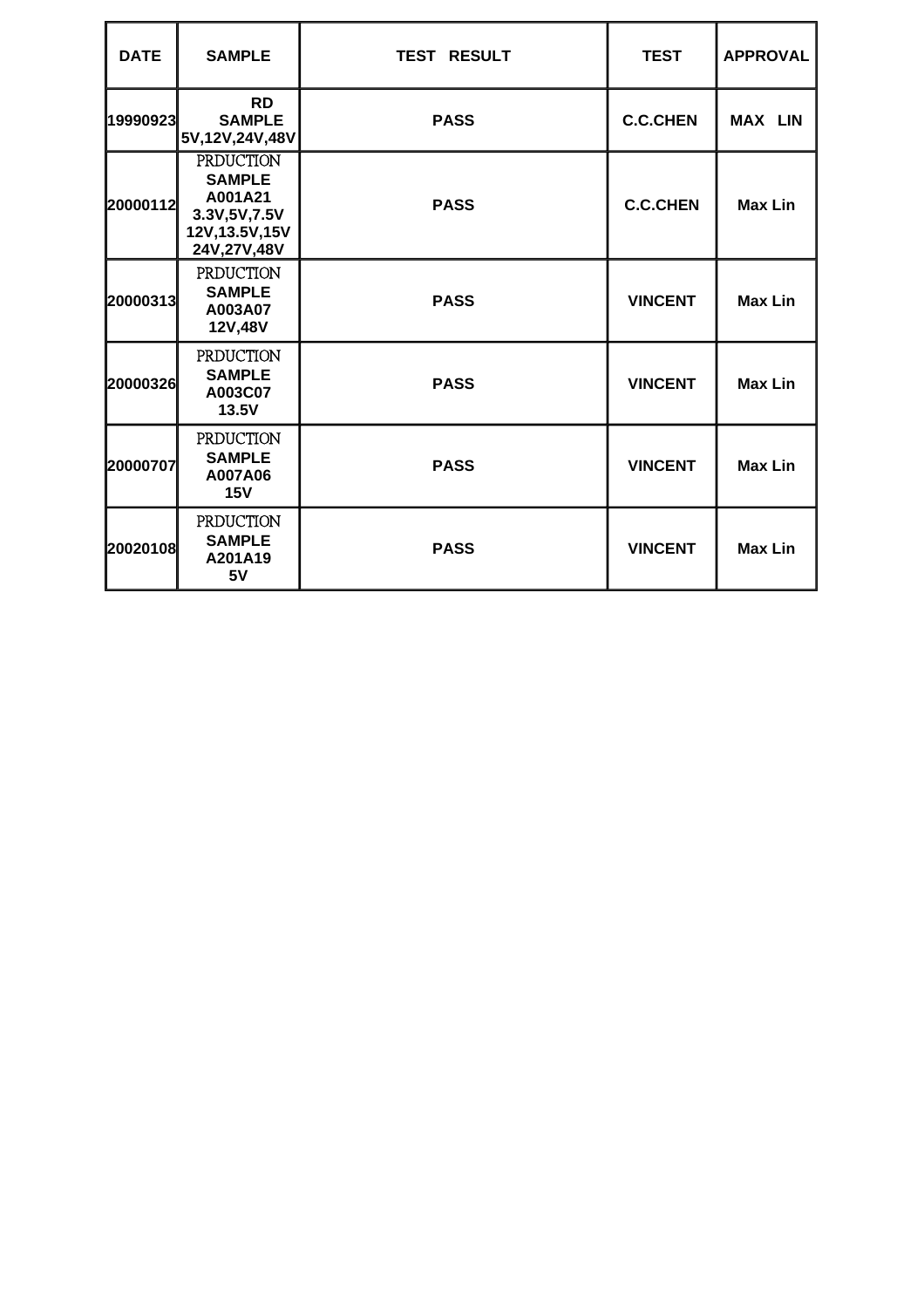| DATE | SAMPLE | TEST RESULT | TEST | APPROVAL |
|---|---|---|---|---|
| 19990923 | RD SAMPLE 5V,12V,24V,48V | PASS | C.C.CHEN | MAX LIN |
| 20000112 | PRDUCTION SAMPLE A001A21 3.3V,5V,7.5V 12V,13.5V,15V 24V,27V,48V | PASS | C.C.CHEN | Max Lin |
| 20000313 | PRDUCTION SAMPLE A003A07 12V,48V | PASS | VINCENT | Max Lin |
| 20000326 | PRDUCTION SAMPLE A003C07 13.5V | PASS | VINCENT | Max Lin |
| 20000707 | PRDUCTION SAMPLE A007A06 15V | PASS | VINCENT | Max Lin |
| 20020108 | PRDUCTION SAMPLE A201A19 5V | PASS | VINCENT | Max Lin |